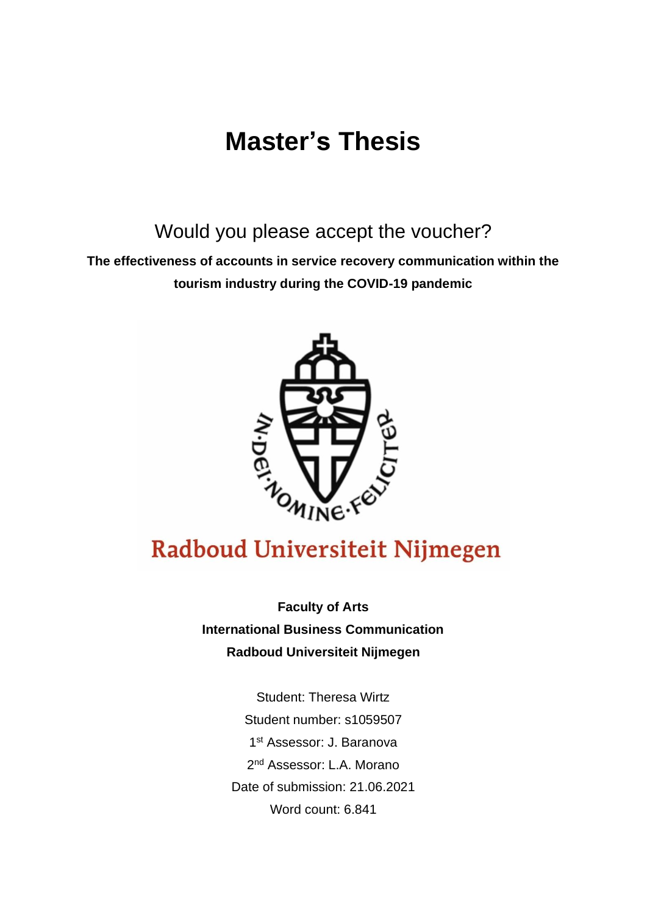# Master's Thesis

Would you please accept the voucher?

**The effectiveness of accounts in service recovery communication within the tourism industry during the COVID-19 pandemic**

**Faculty of Arts**
**International Business Communication**
**Radboud Universiteit Nijmegen**

Student: Theresa Wirtz
Student number: s1059507
1st Assessor: J. Baranova
2nd Assessor: L.A. Morano
Date of submission: 21.06.2021
Word count: 6.841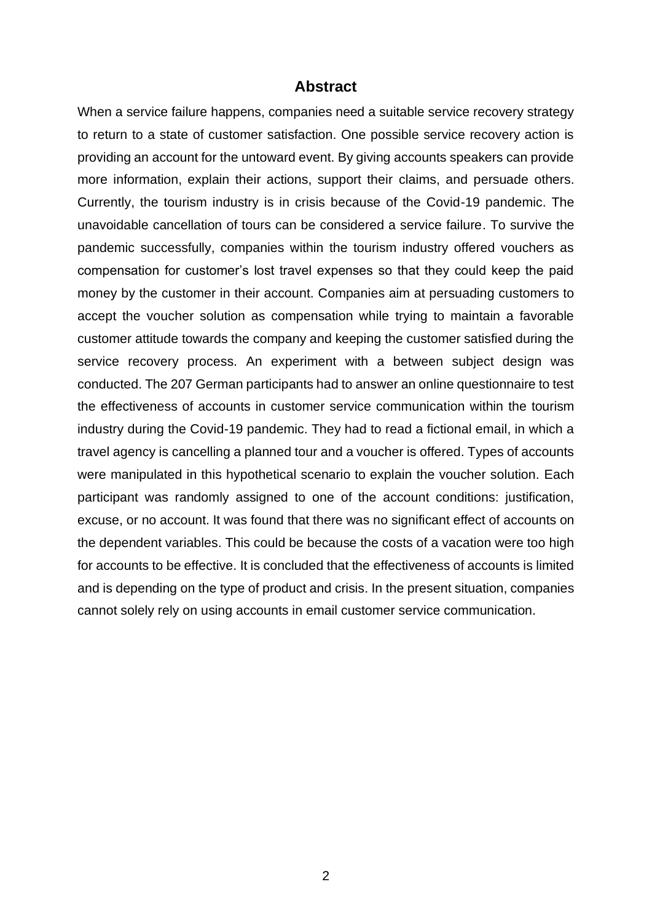## Abstract

When a service failure happens, companies need a suitable service recovery strategy to return to a state of customer satisfaction. One possible service recovery action is providing an account for the untoward event. By giving accounts speakers can provide more information, explain their actions, support their claims, and persuade others. Currently, the tourism industry is in crisis because of the Covid-19 pandemic. The unavoidable cancellation of tours can be considered a service failure. To survive the pandemic successfully, companies within the tourism industry offered vouchers as compensation for customer's lost travel expenses so that they could keep the paid money by the customer in their account. Companies aim at persuading customers to accept the voucher solution as compensation while trying to maintain a favorable customer attitude towards the company and keeping the customer satisfied during the service recovery process. An experiment with a between subject design was conducted. The 207 German participants had to answer an online questionnaire to test the effectiveness of accounts in customer service communication within the tourism industry during the Covid-19 pandemic. They had to read a fictional email, in which a travel agency is cancelling a planned tour and a voucher is offered. Types of accounts were manipulated in this hypothetical scenario to explain the voucher solution. Each participant was randomly assigned to one of the account conditions: justification, excuse, or no account. It was found that there was no significant effect of accounts on the dependent variables. This could be because the costs of a vacation were too high for accounts to be effective. It is concluded that the effectiveness of accounts is limited and is depending on the type of product and crisis. In the present situation, companies cannot solely rely on using accounts in email customer service communication.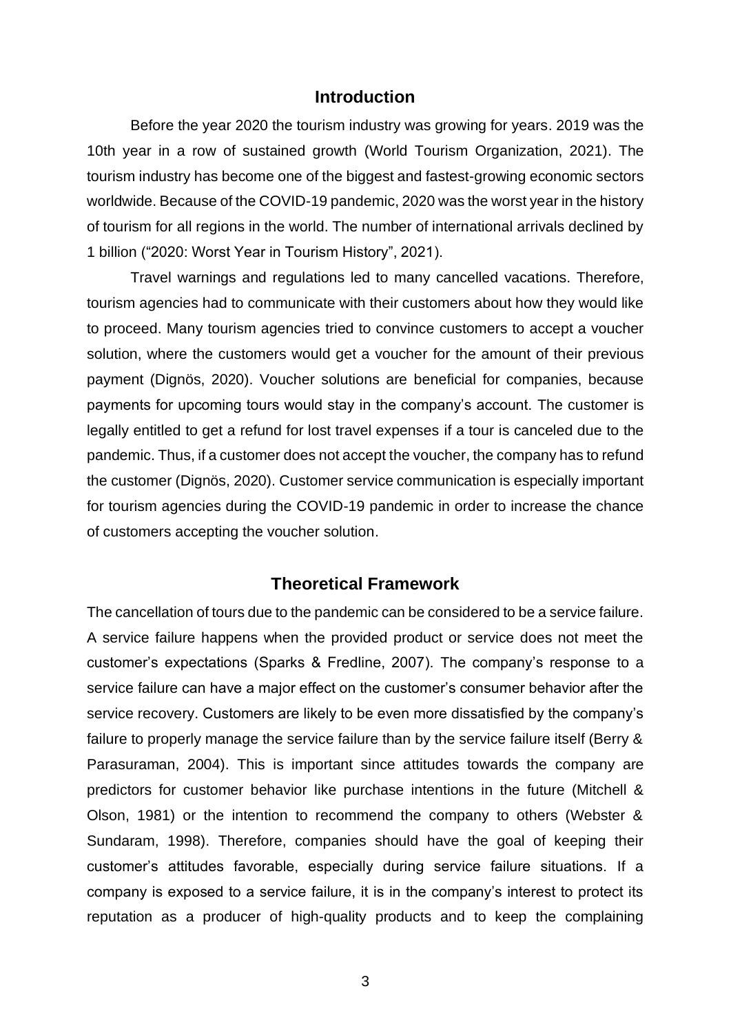## Introduction

Before the year 2020 the tourism industry was growing for years. 2019 was the 10th year in a row of sustained growth (World Tourism Organization, 2021). The tourism industry has become one of the biggest and fastest-growing economic sectors worldwide. Because of the COVID-19 pandemic, 2020 was the worst year in the history of tourism for all regions in the world. The number of international arrivals declined by 1 billion ("2020: Worst Year in Tourism History", 2021).

Travel warnings and regulations led to many cancelled vacations. Therefore, tourism agencies had to communicate with their customers about how they would like to proceed. Many tourism agencies tried to convince customers to accept a voucher solution, where the customers would get a voucher for the amount of their previous payment (Dignös, 2020). Voucher solutions are beneficial for companies, because payments for upcoming tours would stay in the company's account. The customer is legally entitled to get a refund for lost travel expenses if a tour is canceled due to the pandemic. Thus, if a customer does not accept the voucher, the company has to refund the customer (Dignös, 2020). Customer service communication is especially important for tourism agencies during the COVID-19 pandemic in order to increase the chance of customers accepting the voucher solution.

## Theoretical Framework

The cancellation of tours due to the pandemic can be considered to be a service failure. A service failure happens when the provided product or service does not meet the customer's expectations (Sparks & Fredline, 2007). The company's response to a service failure can have a major effect on the customer's consumer behavior after the service recovery. Customers are likely to be even more dissatisfied by the company's failure to properly manage the service failure than by the service failure itself (Berry & Parasuraman, 2004). This is important since attitudes towards the company are predictors for customer behavior like purchase intentions in the future (Mitchell & Olson, 1981) or the intention to recommend the company to others (Webster & Sundaram, 1998). Therefore, companies should have the goal of keeping their customer's attitudes favorable, especially during service failure situations. If a company is exposed to a service failure, it is in the company's interest to protect its reputation as a producer of high-quality products and to keep the complaining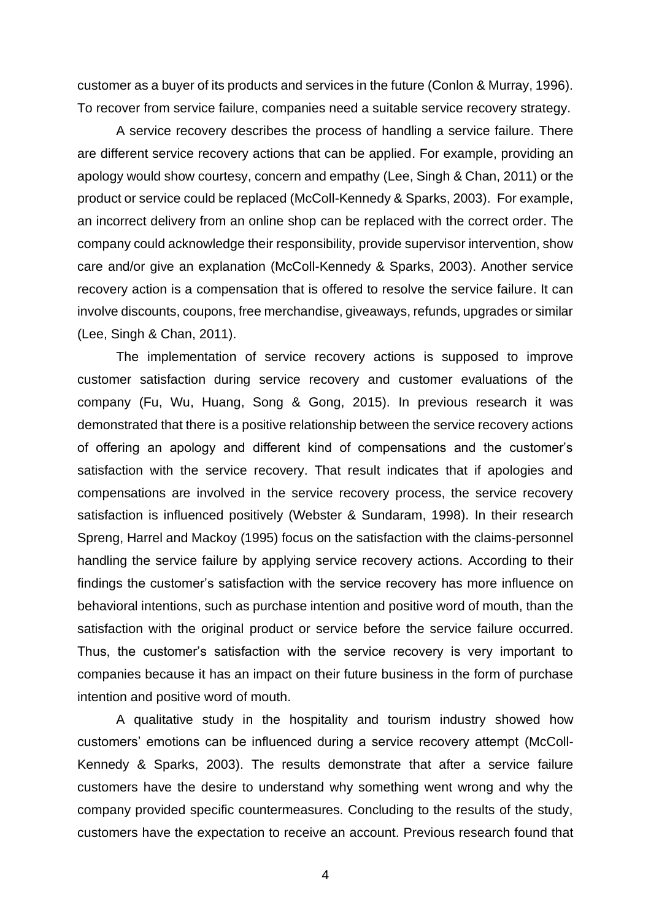customer as a buyer of its products and services in the future (Conlon & Murray, 1996). To recover from service failure, companies need a suitable service recovery strategy.

A service recovery describes the process of handling a service failure. There are different service recovery actions that can be applied. For example, providing an apology would show courtesy, concern and empathy (Lee, Singh & Chan, 2011) or the product or service could be replaced (McColl-Kennedy & Sparks, 2003). For example, an incorrect delivery from an online shop can be replaced with the correct order. The company could acknowledge their responsibility, provide supervisor intervention, show care and/or give an explanation (McColl-Kennedy & Sparks, 2003). Another service recovery action is a compensation that is offered to resolve the service failure. It can involve discounts, coupons, free merchandise, giveaways, refunds, upgrades or similar (Lee, Singh & Chan, 2011).

The implementation of service recovery actions is supposed to improve customer satisfaction during service recovery and customer evaluations of the company (Fu, Wu, Huang, Song & Gong, 2015). In previous research it was demonstrated that there is a positive relationship between the service recovery actions of offering an apology and different kind of compensations and the customer's satisfaction with the service recovery. That result indicates that if apologies and compensations are involved in the service recovery process, the service recovery satisfaction is influenced positively (Webster & Sundaram, 1998). In their research Spreng, Harrel and Mackoy (1995) focus on the satisfaction with the claims-personnel handling the service failure by applying service recovery actions. According to their findings the customer's satisfaction with the service recovery has more influence on behavioral intentions, such as purchase intention and positive word of mouth, than the satisfaction with the original product or service before the service failure occurred. Thus, the customer's satisfaction with the service recovery is very important to companies because it has an impact on their future business in the form of purchase intention and positive word of mouth.

A qualitative study in the hospitality and tourism industry showed how customers' emotions can be influenced during a service recovery attempt (McColl-Kennedy & Sparks, 2003). The results demonstrate that after a service failure customers have the desire to understand why something went wrong and why the company provided specific countermeasures. Concluding to the results of the study, customers have the expectation to receive an account. Previous research found that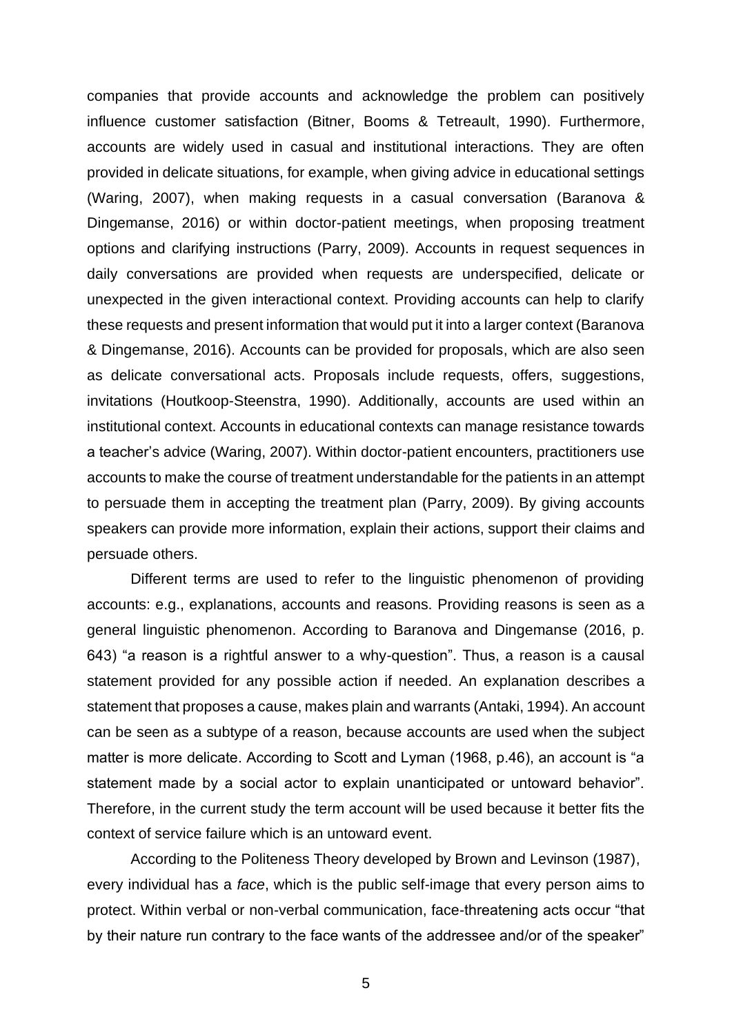companies that provide accounts and acknowledge the problem can positively influence customer satisfaction (Bitner, Booms & Tetreault, 1990). Furthermore, accounts are widely used in casual and institutional interactions. They are often provided in delicate situations, for example, when giving advice in educational settings (Waring, 2007), when making requests in a casual conversation (Baranova & Dingemanse, 2016) or within doctor-patient meetings, when proposing treatment options and clarifying instructions (Parry, 2009). Accounts in request sequences in daily conversations are provided when requests are underspecified, delicate or unexpected in the given interactional context. Providing accounts can help to clarify these requests and present information that would put it into a larger context (Baranova & Dingemanse, 2016). Accounts can be provided for proposals, which are also seen as delicate conversational acts. Proposals include requests, offers, suggestions, invitations (Houtkoop-Steenstra, 1990). Additionally, accounts are used within an institutional context. Accounts in educational contexts can manage resistance towards a teacher's advice (Waring, 2007). Within doctor-patient encounters, practitioners use accounts to make the course of treatment understandable for the patients in an attempt to persuade them in accepting the treatment plan (Parry, 2009). By giving accounts speakers can provide more information, explain their actions, support their claims and persuade others.

Different terms are used to refer to the linguistic phenomenon of providing accounts: e.g., explanations, accounts and reasons. Providing reasons is seen as a general linguistic phenomenon. According to Baranova and Dingemanse (2016, p. 643) "a reason is a rightful answer to a why-question". Thus, a reason is a causal statement provided for any possible action if needed. An explanation describes a statement that proposes a cause, makes plain and warrants (Antaki, 1994). An account can be seen as a subtype of a reason, because accounts are used when the subject matter is more delicate. According to Scott and Lyman (1968, p.46), an account is "a statement made by a social actor to explain unanticipated or untoward behavior". Therefore, in the current study the term account will be used because it better fits the context of service failure which is an untoward event.

According to the Politeness Theory developed by Brown and Levinson (1987), every individual has a *face*, which is the public self-image that every person aims to protect. Within verbal or non-verbal communication, face-threatening acts occur "that by their nature run contrary to the face wants of the addressee and/or of the speaker"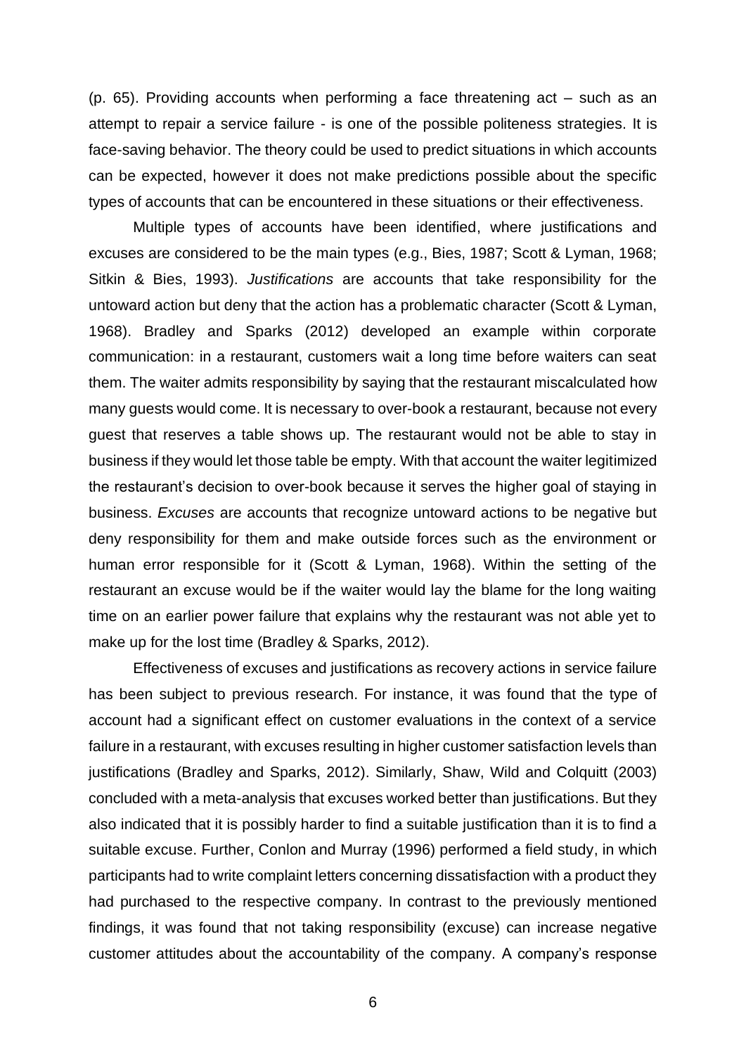(p. 65). Providing accounts when performing a face threatening act – such as an attempt to repair a service failure - is one of the possible politeness strategies. It is face-saving behavior. The theory could be used to predict situations in which accounts can be expected, however it does not make predictions possible about the specific types of accounts that can be encountered in these situations or their effectiveness.

Multiple types of accounts have been identified, where justifications and excuses are considered to be the main types (e.g., Bies, 1987; Scott & Lyman, 1968; Sitkin & Bies, 1993). *Justifications* are accounts that take responsibility for the untoward action but deny that the action has a problematic character (Scott & Lyman, 1968). Bradley and Sparks (2012) developed an example within corporate communication: in a restaurant, customers wait a long time before waiters can seat them. The waiter admits responsibility by saying that the restaurant miscalculated how many guests would come. It is necessary to over-book a restaurant, because not every guest that reserves a table shows up. The restaurant would not be able to stay in business if they would let those table be empty. With that account the waiter legitimized the restaurant's decision to over-book because it serves the higher goal of staying in business. *Excuses* are accounts that recognize untoward actions to be negative but deny responsibility for them and make outside forces such as the environment or human error responsible for it (Scott & Lyman, 1968). Within the setting of the restaurant an excuse would be if the waiter would lay the blame for the long waiting time on an earlier power failure that explains why the restaurant was not able yet to make up for the lost time (Bradley & Sparks, 2012).

Effectiveness of excuses and justifications as recovery actions in service failure has been subject to previous research. For instance, it was found that the type of account had a significant effect on customer evaluations in the context of a service failure in a restaurant, with excuses resulting in higher customer satisfaction levels than justifications (Bradley and Sparks, 2012). Similarly, Shaw, Wild and Colquitt (2003) concluded with a meta-analysis that excuses worked better than justifications. But they also indicated that it is possibly harder to find a suitable justification than it is to find a suitable excuse. Further, Conlon and Murray (1996) performed a field study, in which participants had to write complaint letters concerning dissatisfaction with a product they had purchased to the respective company. In contrast to the previously mentioned findings, it was found that not taking responsibility (excuse) can increase negative customer attitudes about the accountability of the company. A company's response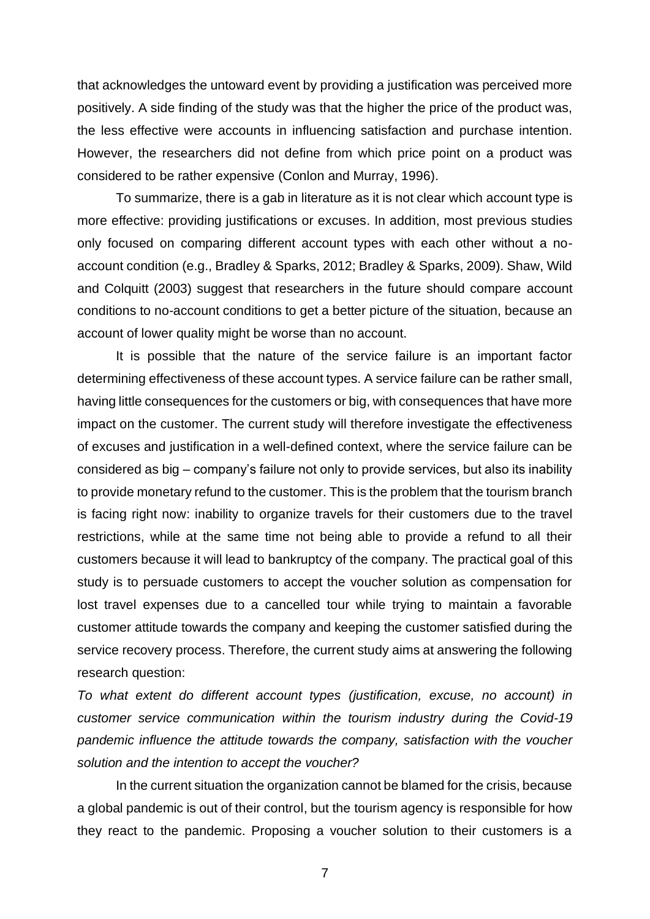that acknowledges the untoward event by providing a justification was perceived more positively. A side finding of the study was that the higher the price of the product was, the less effective were accounts in influencing satisfaction and purchase intention. However, the researchers did not define from which price point on a product was considered to be rather expensive (Conlon and Murray, 1996).

To summarize, there is a gab in literature as it is not clear which account type is more effective: providing justifications or excuses. In addition, most previous studies only focused on comparing different account types with each other without a no-account condition (e.g., Bradley & Sparks, 2012; Bradley & Sparks, 2009). Shaw, Wild and Colquitt (2003) suggest that researchers in the future should compare account conditions to no-account conditions to get a better picture of the situation, because an account of lower quality might be worse than no account.

It is possible that the nature of the service failure is an important factor determining effectiveness of these account types. A service failure can be rather small, having little consequences for the customers or big, with consequences that have more impact on the customer. The current study will therefore investigate the effectiveness of excuses and justification in a well-defined context, where the service failure can be considered as big – company's failure not only to provide services, but also its inability to provide monetary refund to the customer. This is the problem that the tourism branch is facing right now: inability to organize travels for their customers due to the travel restrictions, while at the same time not being able to provide a refund to all their customers because it will lead to bankruptcy of the company. The practical goal of this study is to persuade customers to accept the voucher solution as compensation for lost travel expenses due to a cancelled tour while trying to maintain a favorable customer attitude towards the company and keeping the customer satisfied during the service recovery process. Therefore, the current study aims at answering the following research question:

*To what extent do different account types (justification, excuse, no account) in customer service communication within the tourism industry during the Covid-19 pandemic influence the attitude towards the company, satisfaction with the voucher solution and the intention to accept the voucher?*

In the current situation the organization cannot be blamed for the crisis, because a global pandemic is out of their control, but the tourism agency is responsible for how they react to the pandemic. Proposing a voucher solution to their customers is a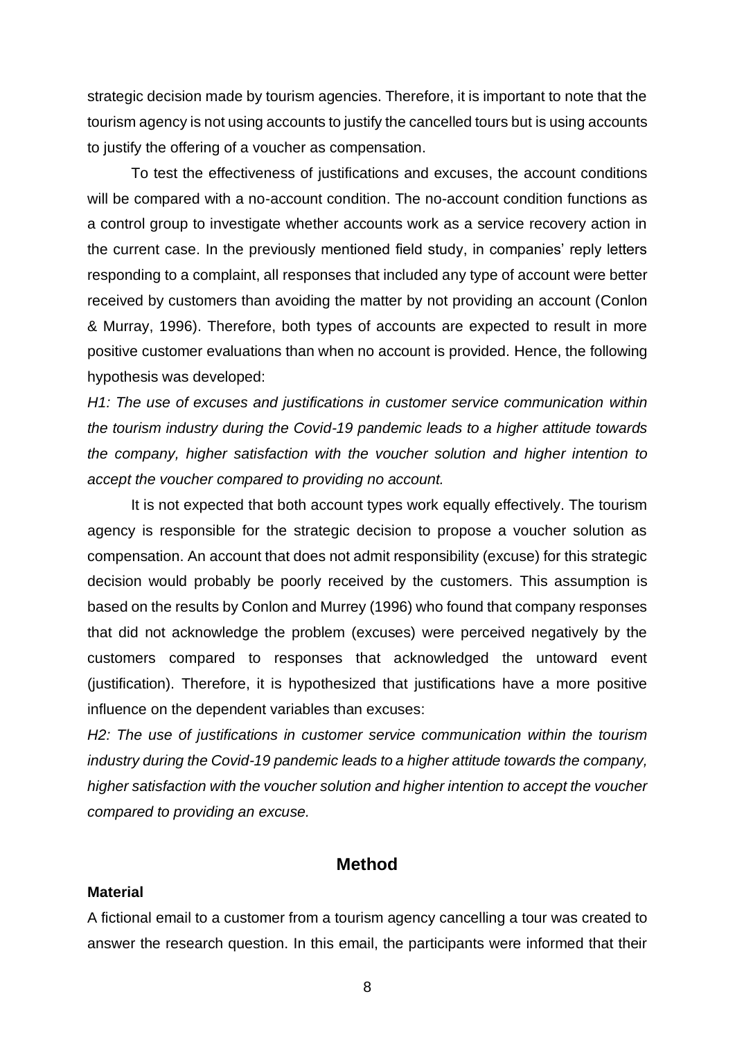strategic decision made by tourism agencies. Therefore, it is important to note that the tourism agency is not using accounts to justify the cancelled tours but is using accounts to justify the offering of a voucher as compensation.

To test the effectiveness of justifications and excuses, the account conditions will be compared with a no-account condition. The no-account condition functions as a control group to investigate whether accounts work as a service recovery action in the current case. In the previously mentioned field study, in companies' reply letters responding to a complaint, all responses that included any type of account were better received by customers than avoiding the matter by not providing an account (Conlon & Murray, 1996). Therefore, both types of accounts are expected to result in more positive customer evaluations than when no account is provided. Hence, the following hypothesis was developed:

*H1: The use of excuses and justifications in customer service communication within the tourism industry during the Covid-19 pandemic leads to a higher attitude towards the company, higher satisfaction with the voucher solution and higher intention to accept the voucher compared to providing no account.*

It is not expected that both account types work equally effectively. The tourism agency is responsible for the strategic decision to propose a voucher solution as compensation. An account that does not admit responsibility (excuse) for this strategic decision would probably be poorly received by the customers. This assumption is based on the results by Conlon and Murrey (1996) who found that company responses that did not acknowledge the problem (excuses) were perceived negatively by the customers compared to responses that acknowledged the untoward event (justification). Therefore, it is hypothesized that justifications have a more positive influence on the dependent variables than excuses:

*H2: The use of justifications in customer service communication within the tourism industry during the Covid-19 pandemic leads to a higher attitude towards the company, higher satisfaction with the voucher solution and higher intention to accept the voucher compared to providing an excuse.*

## Method

### Material

A fictional email to a customer from a tourism agency cancelling a tour was created to answer the research question. In this email, the participants were informed that their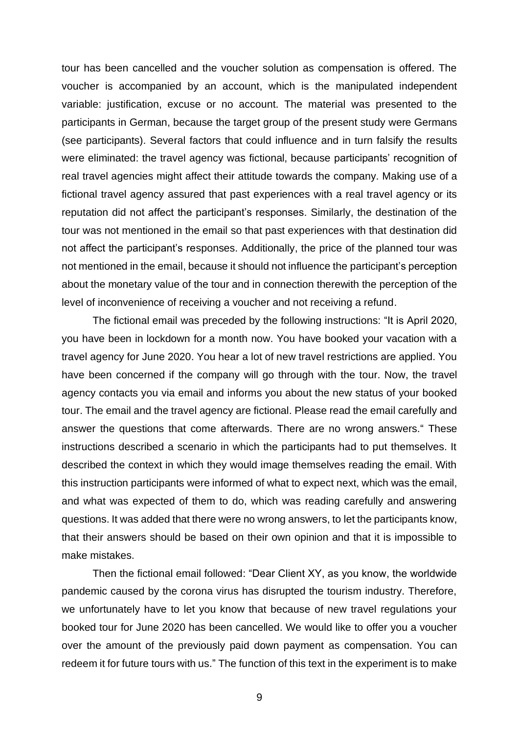tour has been cancelled and the voucher solution as compensation is offered. The voucher is accompanied by an account, which is the manipulated independent variable: justification, excuse or no account. The material was presented to the participants in German, because the target group of the present study were Germans (see participants). Several factors that could influence and in turn falsify the results were eliminated: the travel agency was fictional, because participants' recognition of real travel agencies might affect their attitude towards the company. Making use of a fictional travel agency assured that past experiences with a real travel agency or its reputation did not affect the participant's responses. Similarly, the destination of the tour was not mentioned in the email so that past experiences with that destination did not affect the participant's responses. Additionally, the price of the planned tour was not mentioned in the email, because it should not influence the participant's perception about the monetary value of the tour and in connection therewith the perception of the level of inconvenience of receiving a voucher and not receiving a refund.

The fictional email was preceded by the following instructions: "It is April 2020, you have been in lockdown for a month now. You have booked your vacation with a travel agency for June 2020. You hear a lot of new travel restrictions are applied. You have been concerned if the company will go through with the tour. Now, the travel agency contacts you via email and informs you about the new status of your booked tour. The email and the travel agency are fictional. Please read the email carefully and answer the questions that come afterwards. There are no wrong answers." These instructions described a scenario in which the participants had to put themselves. It described the context in which they would image themselves reading the email. With this instruction participants were informed of what to expect next, which was the email, and what was expected of them to do, which was reading carefully and answering questions. It was added that there were no wrong answers, to let the participants know, that their answers should be based on their own opinion and that it is impossible to make mistakes.

Then the fictional email followed: "Dear Client XY, as you know, the worldwide pandemic caused by the corona virus has disrupted the tourism industry. Therefore, we unfortunately have to let you know that because of new travel regulations your booked tour for June 2020 has been cancelled. We would like to offer you a voucher over the amount of the previously paid down payment as compensation. You can redeem it for future tours with us." The function of this text in the experiment is to make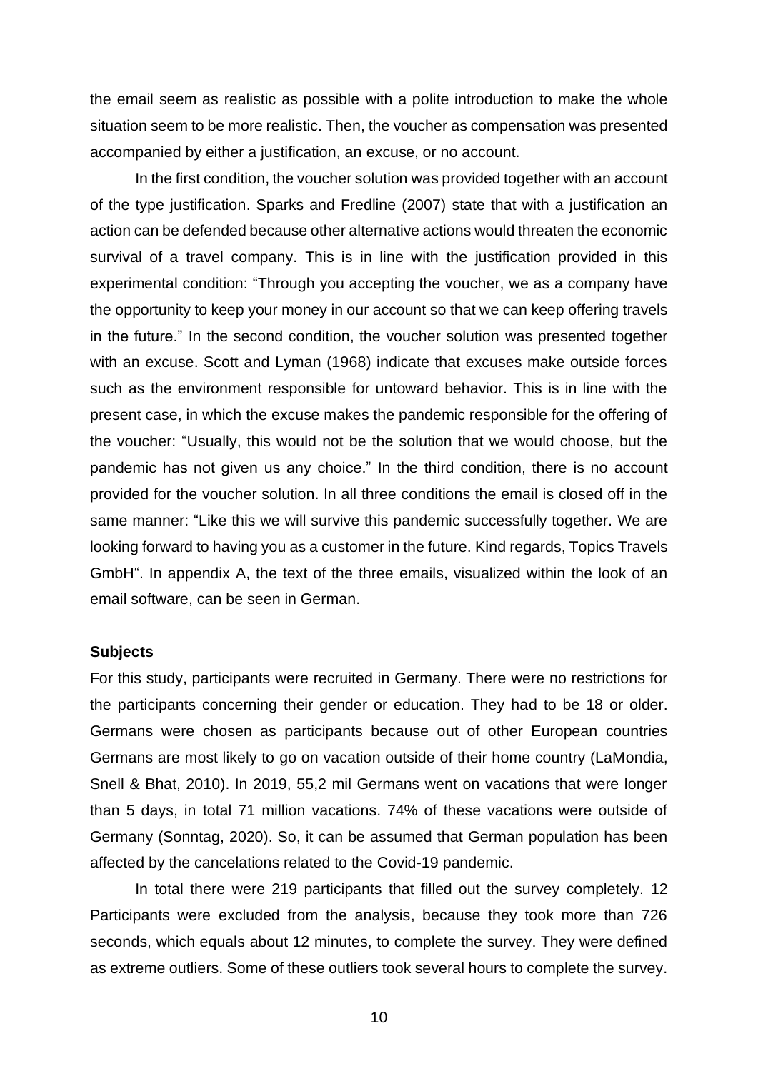the email seem as realistic as possible with a polite introduction to make the whole situation seem to be more realistic. Then, the voucher as compensation was presented accompanied by either a justification, an excuse, or no account.

In the first condition, the voucher solution was provided together with an account of the type justification. Sparks and Fredline (2007) state that with a justification an action can be defended because other alternative actions would threaten the economic survival of a travel company. This is in line with the justification provided in this experimental condition: "Through you accepting the voucher, we as a company have the opportunity to keep your money in our account so that we can keep offering travels in the future." In the second condition, the voucher solution was presented together with an excuse. Scott and Lyman (1968) indicate that excuses make outside forces such as the environment responsible for untoward behavior. This is in line with the present case, in which the excuse makes the pandemic responsible for the offering of the voucher: "Usually, this would not be the solution that we would choose, but the pandemic has not given us any choice." In the third condition, there is no account provided for the voucher solution. In all three conditions the email is closed off in the same manner: "Like this we will survive this pandemic successfully together. We are looking forward to having you as a customer in the future. Kind regards, Topics Travels GmbH". In appendix A, the text of the three emails, visualized within the look of an email software, can be seen in German.

**Subjects**

For this study, participants were recruited in Germany. There were no restrictions for the participants concerning their gender or education. They had to be 18 or older. Germans were chosen as participants because out of other European countries Germans are most likely to go on vacation outside of their home country (LaMondia, Snell & Bhat, 2010). In 2019, 55,2 mil Germans went on vacations that were longer than 5 days, in total 71 million vacations. 74% of these vacations were outside of Germany (Sonntag, 2020). So, it can be assumed that German population has been affected by the cancelations related to the Covid-19 pandemic.

In total there were 219 participants that filled out the survey completely. 12 Participants were excluded from the analysis, because they took more than 726 seconds, which equals about 12 minutes, to complete the survey. They were defined as extreme outliers. Some of these outliers took several hours to complete the survey.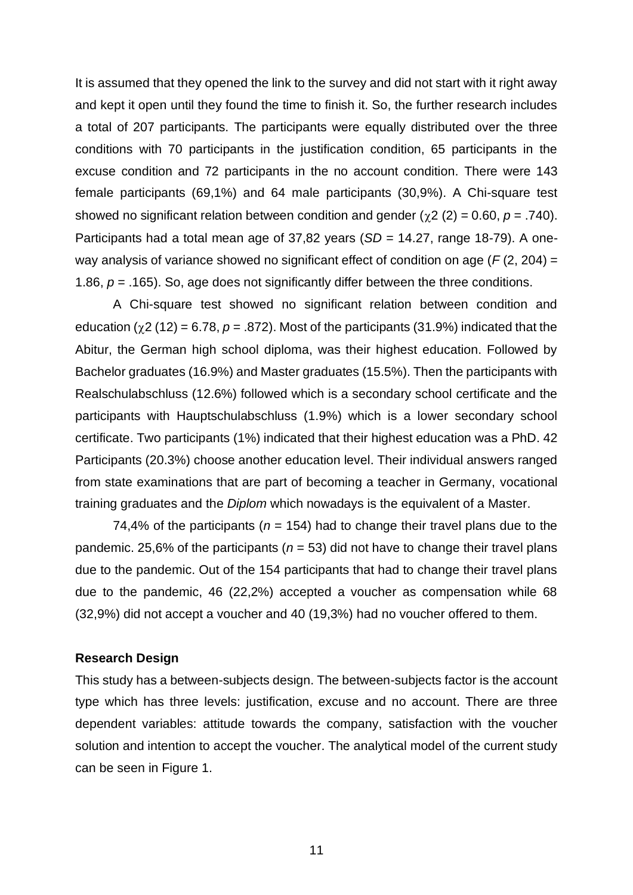It is assumed that they opened the link to the survey and did not start with it right away and kept it open until they found the time to finish it. So, the further research includes a total of 207 participants. The participants were equally distributed over the three conditions with 70 participants in the justification condition, 65 participants in the excuse condition and 72 participants in the no account condition. There were 143 female participants (69,1%) and 64 male participants (30,9%). A Chi-square test showed no significant relation between condition and gender ($\chi 2$ (2) = 0.60, $p$ = .740). Participants had a total mean age of 37,82 years ($SD$ = 14.27, range 18-79). A one-way analysis of variance showed no significant effect of condition on age ($F$ (2, 204) = 1.86, $p$ = .165). So, age does not significantly differ between the three conditions.

A Chi-square test showed no significant relation between condition and education ($\chi 2$ (12) = 6.78, $p$ = .872). Most of the participants (31.9%) indicated that the Abitur, the German high school diploma, was their highest education. Followed by Bachelor graduates (16.9%) and Master graduates (15.5%). Then the participants with Realschulabschluss (12.6%) followed which is a secondary school certificate and the participants with Hauptschulabschluss (1.9%) which is a lower secondary school certificate. Two participants (1%) indicated that their highest education was a PhD. 42 Participants (20.3%) choose another education level. Their individual answers ranged from state examinations that are part of becoming a teacher in Germany, vocational training graduates and the *Diplom* which nowadays is the equivalent of a Master.

74,4% of the participants ($n$ = 154) had to change their travel plans due to the pandemic. 25,6% of the participants ($n$ = 53) did not have to change their travel plans due to the pandemic. Out of the 154 participants that had to change their travel plans due to the pandemic, 46 (22,2%) accepted a voucher as compensation while 68 (32,9%) did not accept a voucher and 40 (19,3%) had no voucher offered to them.

**Research Design**

This study has a between-subjects design. The between-subjects factor is the account type which has three levels: justification, excuse and no account. There are three dependent variables: attitude towards the company, satisfaction with the voucher solution and intention to accept the voucher. The analytical model of the current study can be seen in Figure 1.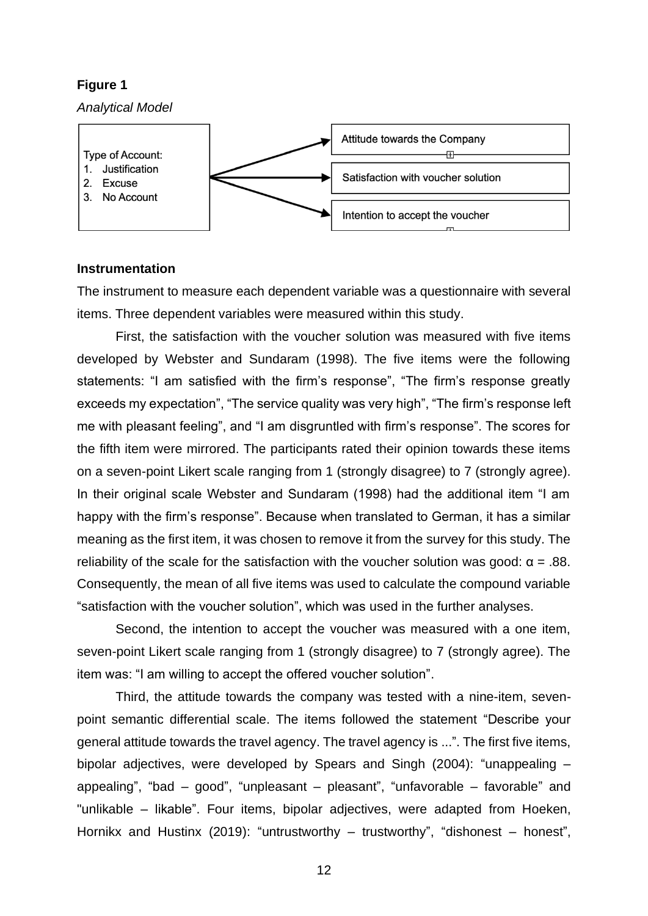**Figure 1**

*Analytical Model*

Type of Account:
1. Justification
2. Excuse
3. No Account

Attitude towards the Company

Satisfaction with voucher solution

Intention to accept the voucher

**Instrumentation**

The instrument to measure each dependent variable was a questionnaire with several items. Three dependent variables were measured within this study.

First, the satisfaction with the voucher solution was measured with five items developed by Webster and Sundaram (1998). The five items were the following statements: "I am satisfied with the firm's response", "The firm's response greatly exceeds my expectation", "The service quality was very high", "The firm's response left me with pleasant feeling", and "I am disgruntled with firm's response". The scores for the fifth item were mirrored. The participants rated their opinion towards these items on a seven-point Likert scale ranging from 1 (strongly disagree) to 7 (strongly agree). In their original scale Webster and Sundaram (1998) had the additional item "I am happy with the firm's response". Because when translated to German, it has a similar meaning as the first item, it was chosen to remove it from the survey for this study. The reliability of the scale for the satisfaction with the voucher solution was good: $\alpha = .88$. Consequently, the mean of all five items was used to calculate the compound variable "satisfaction with the voucher solution", which was used in the further analyses.

Second, the intention to accept the voucher was measured with a one item, seven-point Likert scale ranging from 1 (strongly disagree) to 7 (strongly agree). The item was: "I am willing to accept the offered voucher solution".

Third, the attitude towards the company was tested with a nine-item, seven-point semantic differential scale. The items followed the statement "Describe your general attitude towards the travel agency. The travel agency is ...". The first five items, bipolar adjectives, were developed by Spears and Singh (2004): "unappealing – appealing", "bad – good", "unpleasant – pleasant", "unfavorable – favorable" and "unlikable – likable". Four items, bipolar adjectives, were adapted from Hoeken, Hornikx and Hustinx (2019): "untrustworthy – trustworthy", "dishonest – honest",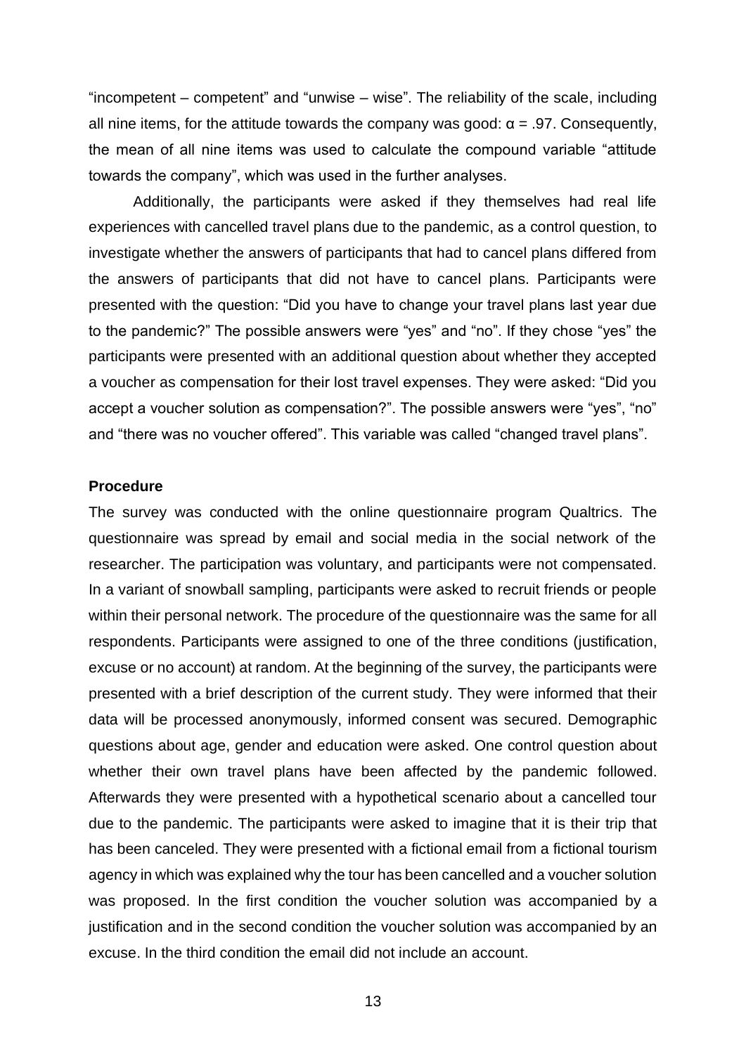"incompetent – competent" and "unwise – wise". The reliability of the scale, including all nine items, for the attitude towards the company was good: $\alpha = .97$. Consequently, the mean of all nine items was used to calculate the compound variable "attitude towards the company", which was used in the further analyses.

Additionally, the participants were asked if they themselves had real life experiences with cancelled travel plans due to the pandemic, as a control question, to investigate whether the answers of participants that had to cancel plans differed from the answers of participants that did not have to cancel plans. Participants were presented with the question: "Did you have to change your travel plans last year due to the pandemic?" The possible answers were "yes" and "no". If they chose "yes" the participants were presented with an additional question about whether they accepted a voucher as compensation for their lost travel expenses. They were asked: "Did you accept a voucher solution as compensation?". The possible answers were "yes", "no" and "there was no voucher offered". This variable was called "changed travel plans".

**Procedure**

The survey was conducted with the online questionnaire program Qualtrics. The questionnaire was spread by email and social media in the social network of the researcher. The participation was voluntary, and participants were not compensated. In a variant of snowball sampling, participants were asked to recruit friends or people within their personal network. The procedure of the questionnaire was the same for all respondents. Participants were assigned to one of the three conditions (justification, excuse or no account) at random. At the beginning of the survey, the participants were presented with a brief description of the current study. They were informed that their data will be processed anonymously, informed consent was secured. Demographic questions about age, gender and education were asked. One control question about whether their own travel plans have been affected by the pandemic followed. Afterwards they were presented with a hypothetical scenario about a cancelled tour due to the pandemic. The participants were asked to imagine that it is their trip that has been canceled. They were presented with a fictional email from a fictional tourism agency in which was explained why the tour has been cancelled and a voucher solution was proposed. In the first condition the voucher solution was accompanied by a justification and in the second condition the voucher solution was accompanied by an excuse. In the third condition the email did not include an account.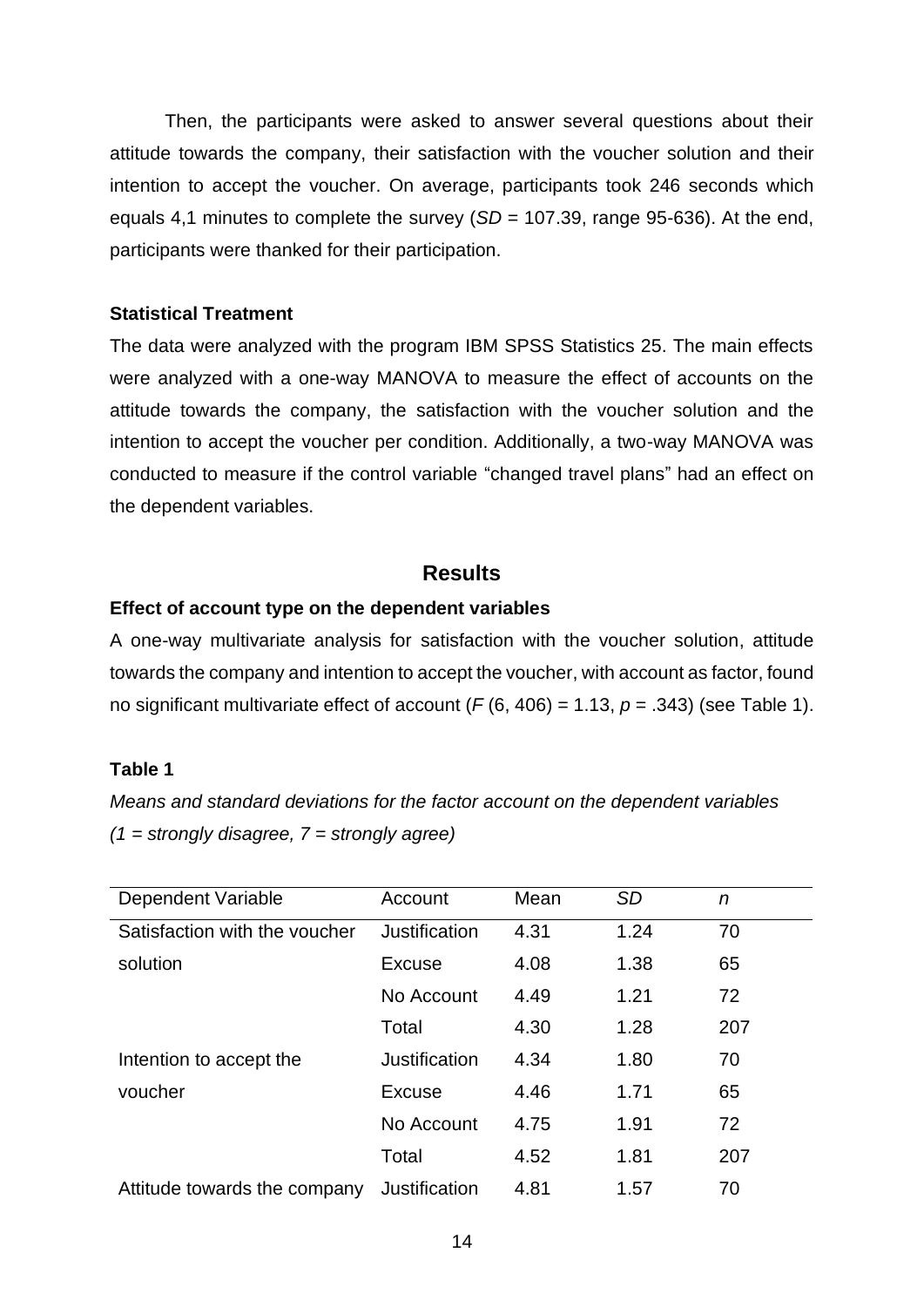Then, the participants were asked to answer several questions about their attitude towards the company, their satisfaction with the voucher solution and their intention to accept the voucher. On average, participants took 246 seconds which equals 4,1 minutes to complete the survey ($SD$ = 107.39, range 95-636). At the end, participants were thanked for their participation.

### Statistical Treatment

The data were analyzed with the program IBM SPSS Statistics 25. The main effects were analyzed with a one-way MANOVA to measure the effect of accounts on the attitude towards the company, the satisfaction with the voucher solution and the intention to accept the voucher per condition. Additionally, a two-way MANOVA was conducted to measure if the control variable "changed travel plans" had an effect on the dependent variables.

## Results

### Effect of account type on the dependent variables

A one-way multivariate analysis for satisfaction with the voucher solution, attitude towards the company and intention to accept the voucher, with account as factor, found no significant multivariate effect of account ($F$ (6, 406) = 1.13, $p$ = .343) (see Table 1).

**Table 1**

*Means and standard deviations for the factor account on the dependent variables (1 = strongly disagree, 7 = strongly agree)*

| Dependent Variable | Account | Mean | *SD* | *n* |
|---|---|---|---|---|
| Satisfaction with the voucher solution | Justification | 4.31 | 1.24 | 70 |
| | Excuse | 4.08 | 1.38 | 65 |
| | No Account | 4.49 | 1.21 | 72 |
| | Total | 4.30 | 1.28 | 207 |
| Intention to accept the voucher | Justification | 4.34 | 1.80 | 70 |
| | Excuse | 4.46 | 1.71 | 65 |
| | No Account | 4.75 | 1.91 | 72 |
| | Total | 4.52 | 1.81 | 207 |
| Attitude towards the company | Justification | 4.81 | 1.57 | 70 |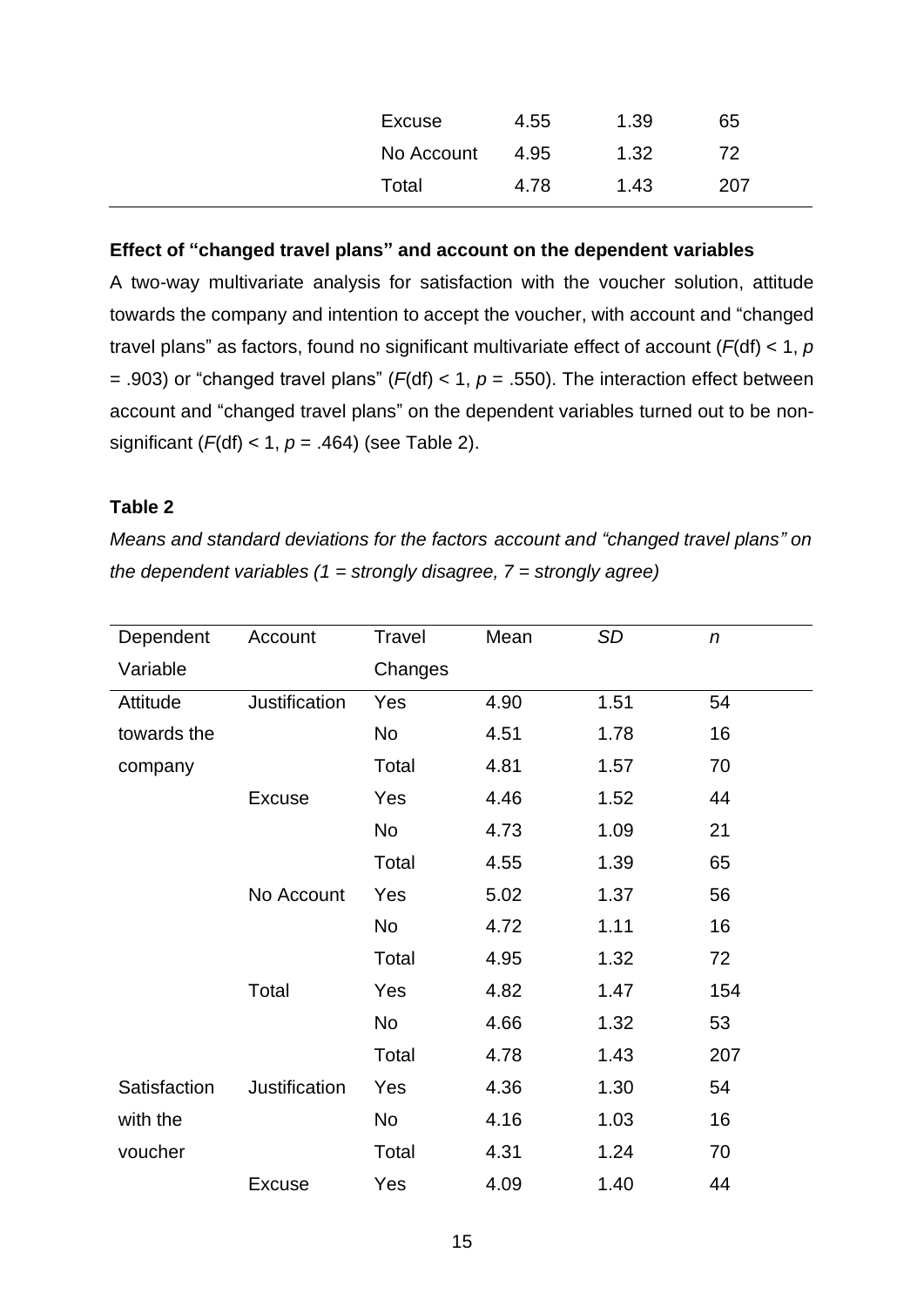| | | | | |
|---|---|---|---|---|
| | Excuse | 4.55 | 1.39 | 65 |
| | No Account | 4.95 | 1.32 | 72 |
| | Total | 4.78 | 1.43 | 207 |

**Effect of "changed travel plans" and account on the dependent variables**

A two-way multivariate analysis for satisfaction with the voucher solution, attitude towards the company and intention to accept the voucher, with account and "changed travel plans" as factors, found no significant multivariate effect of account ($F$(df) < 1, $p$ = .903) or "changed travel plans" ($F$(df) < 1, $p$ = .550). The interaction effect between account and "changed travel plans" on the dependent variables turned out to be non-significant ($F$(df) < 1, $p$ = .464) (see Table 2).

**Table 2**

*Means and standard deviations for the factors account and "changed travel plans" on the dependent variables (1 = strongly disagree, 7 = strongly agree)*

| Dependent Variable | Account | Travel Changes | Mean | *SD* | *n* |
|---|---|---|---|---|---|
| Attitude towards the company | Justification | Yes | 4.90 | 1.51 | 54 |
| | | No | 4.51 | 1.78 | 16 |
| | | Total | 4.81 | 1.57 | 70 |
| | Excuse | Yes | 4.46 | 1.52 | 44 |
| | | No | 4.73 | 1.09 | 21 |
| | | Total | 4.55 | 1.39 | 65 |
| | No Account | Yes | 5.02 | 1.37 | 56 |
| | | No | 4.72 | 1.11 | 16 |
| | | Total | 4.95 | 1.32 | 72 |
| | Total | Yes | 4.82 | 1.47 | 154 |
| | | No | 4.66 | 1.32 | 53 |
| | | Total | 4.78 | 1.43 | 207 |
| Satisfaction with the voucher | Justification | Yes | 4.36 | 1.30 | 54 |
| | | No | 4.16 | 1.03 | 16 |
| | | Total | 4.31 | 1.24 | 70 |
| | Excuse | Yes | 4.09 | 1.40 | 44 |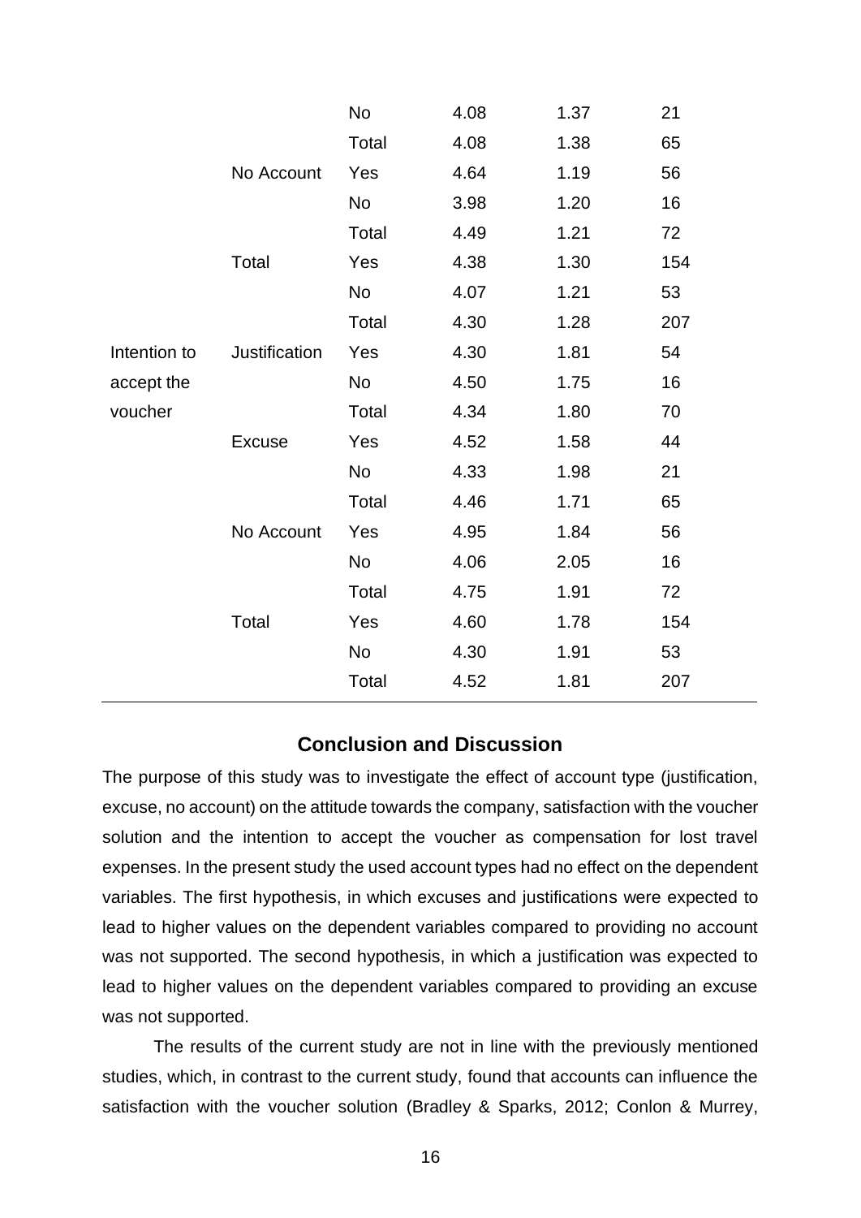| | | | | | |
|---|---|---|---|---|---|
| | | No | 4.08 | 1.37 | 21 |
| | | Total | 4.08 | 1.38 | 65 |
| | No Account | Yes | 4.64 | 1.19 | 56 |
| | | No | 3.98 | 1.20 | 16 |
| | | Total | 4.49 | 1.21 | 72 |
| | Total | Yes | 4.38 | 1.30 | 154 |
| | | No | 4.07 | 1.21 | 53 |
| | | Total | 4.30 | 1.28 | 207 |
| Intention to accept the voucher | Justification | Yes | 4.30 | 1.81 | 54 |
| | | No | 4.50 | 1.75 | 16 |
| | | Total | 4.34 | 1.80 | 70 |
| | Excuse | Yes | 4.52 | 1.58 | 44 |
| | | No | 4.33 | 1.98 | 21 |
| | | Total | 4.46 | 1.71 | 65 |
| | No Account | Yes | 4.95 | 1.84 | 56 |
| | | No | 4.06 | 2.05 | 16 |
| | | Total | 4.75 | 1.91 | 72 |
| | Total | Yes | 4.60 | 1.78 | 154 |
| | | No | 4.30 | 1.91 | 53 |
| | | Total | 4.52 | 1.81 | 207 |

## Conclusion and Discussion

The purpose of this study was to investigate the effect of account type (justification, excuse, no account) on the attitude towards the company, satisfaction with the voucher solution and the intention to accept the voucher as compensation for lost travel expenses. In the present study the used account types had no effect on the dependent variables. The first hypothesis, in which excuses and justifications were expected to lead to higher values on the dependent variables compared to providing no account was not supported. The second hypothesis, in which a justification was expected to lead to higher values on the dependent variables compared to providing an excuse was not supported.

The results of the current study are not in line with the previously mentioned studies, which, in contrast to the current study, found that accounts can influence the satisfaction with the voucher solution (Bradley & Sparks, 2012; Conlon & Murrey,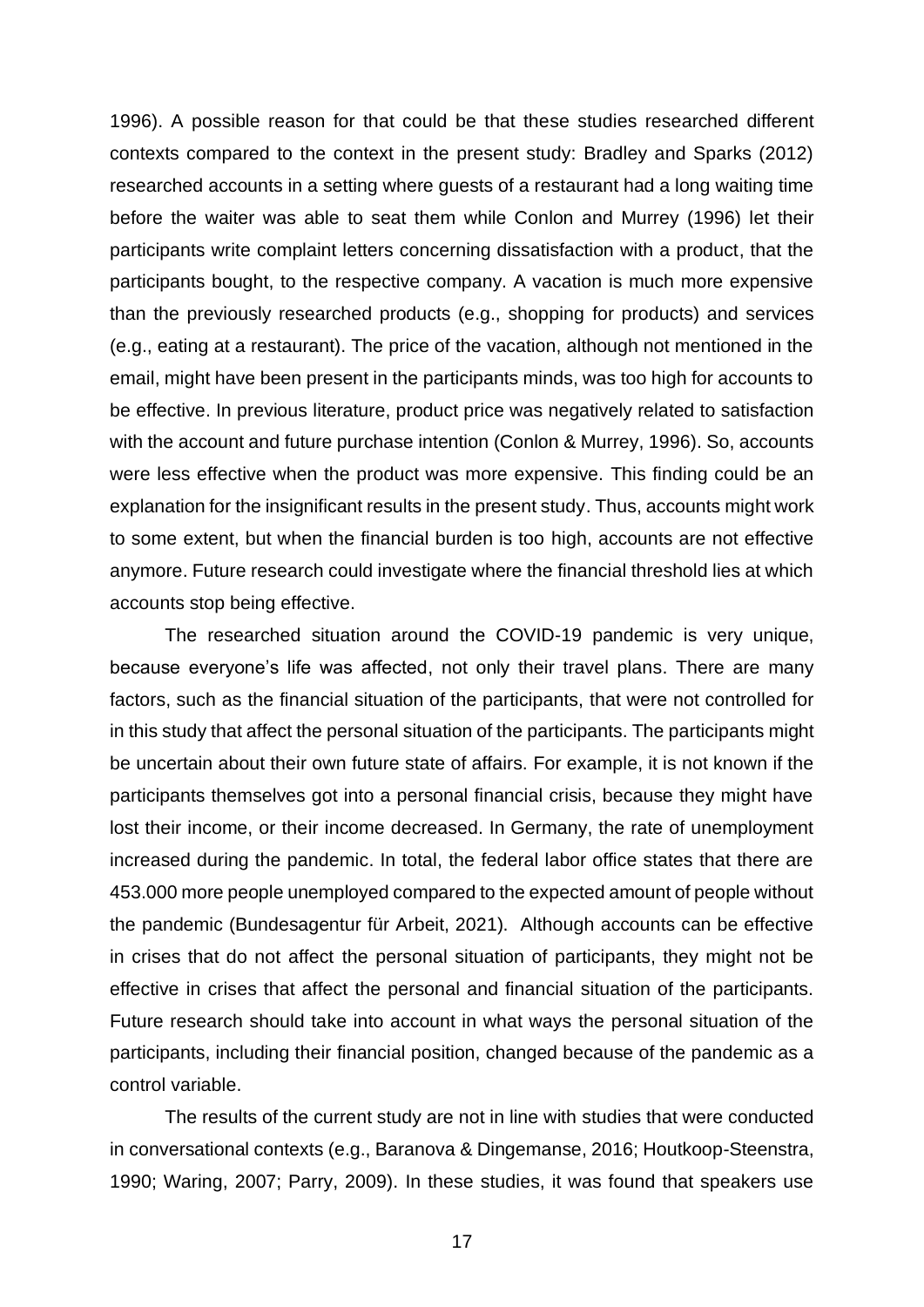1996). A possible reason for that could be that these studies researched different contexts compared to the context in the present study: Bradley and Sparks (2012) researched accounts in a setting where guests of a restaurant had a long waiting time before the waiter was able to seat them while Conlon and Murrey (1996) let their participants write complaint letters concerning dissatisfaction with a product, that the participants bought, to the respective company. A vacation is much more expensive than the previously researched products (e.g., shopping for products) and services (e.g., eating at a restaurant). The price of the vacation, although not mentioned in the email, might have been present in the participants minds, was too high for accounts to be effective. In previous literature, product price was negatively related to satisfaction with the account and future purchase intention (Conlon & Murrey, 1996). So, accounts were less effective when the product was more expensive. This finding could be an explanation for the insignificant results in the present study. Thus, accounts might work to some extent, but when the financial burden is too high, accounts are not effective anymore. Future research could investigate where the financial threshold lies at which accounts stop being effective.

The researched situation around the COVID-19 pandemic is very unique, because everyone's life was affected, not only their travel plans. There are many factors, such as the financial situation of the participants, that were not controlled for in this study that affect the personal situation of the participants. The participants might be uncertain about their own future state of affairs. For example, it is not known if the participants themselves got into a personal financial crisis, because they might have lost their income, or their income decreased. In Germany, the rate of unemployment increased during the pandemic. In total, the federal labor office states that there are 453.000 more people unemployed compared to the expected amount of people without the pandemic (Bundesagentur für Arbeit, 2021). Although accounts can be effective in crises that do not affect the personal situation of participants, they might not be effective in crises that affect the personal and financial situation of the participants. Future research should take into account in what ways the personal situation of the participants, including their financial position, changed because of the pandemic as a control variable.

The results of the current study are not in line with studies that were conducted in conversational contexts (e.g., Baranova & Dingemanse, 2016; Houtkoop-Steenstra, 1990; Waring, 2007; Parry, 2009). In these studies, it was found that speakers use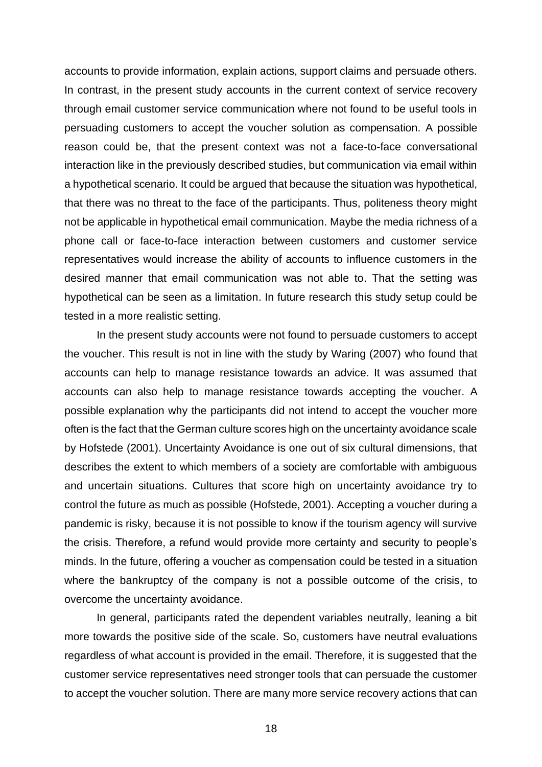accounts to provide information, explain actions, support claims and persuade others. In contrast, in the present study accounts in the current context of service recovery through email customer service communication where not found to be useful tools in persuading customers to accept the voucher solution as compensation. A possible reason could be, that the present context was not a face-to-face conversational interaction like in the previously described studies, but communication via email within a hypothetical scenario. It could be argued that because the situation was hypothetical, that there was no threat to the face of the participants. Thus, politeness theory might not be applicable in hypothetical email communication. Maybe the media richness of a phone call or face-to-face interaction between customers and customer service representatives would increase the ability of accounts to influence customers in the desired manner that email communication was not able to. That the setting was hypothetical can be seen as a limitation. In future research this study setup could be tested in a more realistic setting.

In the present study accounts were not found to persuade customers to accept the voucher. This result is not in line with the study by Waring (2007) who found that accounts can help to manage resistance towards an advice. It was assumed that accounts can also help to manage resistance towards accepting the voucher. A possible explanation why the participants did not intend to accept the voucher more often is the fact that the German culture scores high on the uncertainty avoidance scale by Hofstede (2001). Uncertainty Avoidance is one out of six cultural dimensions, that describes the extent to which members of a society are comfortable with ambiguous and uncertain situations. Cultures that score high on uncertainty avoidance try to control the future as much as possible (Hofstede, 2001). Accepting a voucher during a pandemic is risky, because it is not possible to know if the tourism agency will survive the crisis. Therefore, a refund would provide more certainty and security to people's minds. In the future, offering a voucher as compensation could be tested in a situation where the bankruptcy of the company is not a possible outcome of the crisis, to overcome the uncertainty avoidance.

In general, participants rated the dependent variables neutrally, leaning a bit more towards the positive side of the scale. So, customers have neutral evaluations regardless of what account is provided in the email. Therefore, it is suggested that the customer service representatives need stronger tools that can persuade the customer to accept the voucher solution. There are many more service recovery actions that can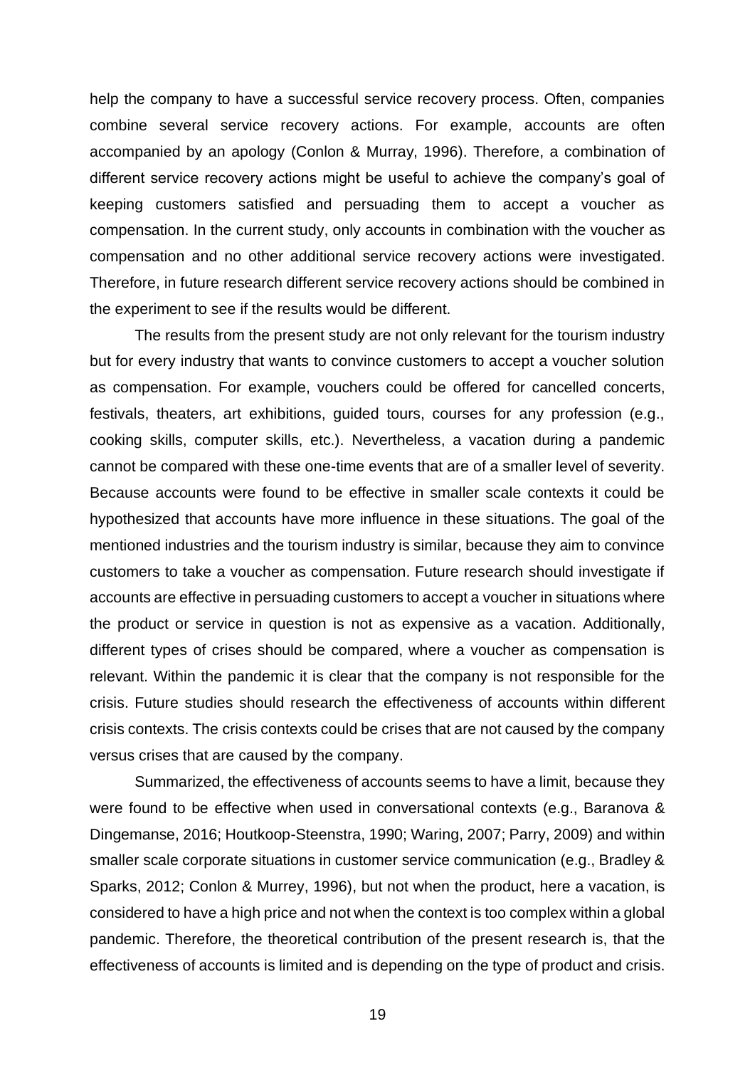help the company to have a successful service recovery process. Often, companies combine several service recovery actions. For example, accounts are often accompanied by an apology (Conlon & Murray, 1996). Therefore, a combination of different service recovery actions might be useful to achieve the company's goal of keeping customers satisfied and persuading them to accept a voucher as compensation. In the current study, only accounts in combination with the voucher as compensation and no other additional service recovery actions were investigated. Therefore, in future research different service recovery actions should be combined in the experiment to see if the results would be different.

The results from the present study are not only relevant for the tourism industry but for every industry that wants to convince customers to accept a voucher solution as compensation. For example, vouchers could be offered for cancelled concerts, festivals, theaters, art exhibitions, guided tours, courses for any profession (e.g., cooking skills, computer skills, etc.). Nevertheless, a vacation during a pandemic cannot be compared with these one-time events that are of a smaller level of severity. Because accounts were found to be effective in smaller scale contexts it could be hypothesized that accounts have more influence in these situations. The goal of the mentioned industries and the tourism industry is similar, because they aim to convince customers to take a voucher as compensation. Future research should investigate if accounts are effective in persuading customers to accept a voucher in situations where the product or service in question is not as expensive as a vacation. Additionally, different types of crises should be compared, where a voucher as compensation is relevant. Within the pandemic it is clear that the company is not responsible for the crisis. Future studies should research the effectiveness of accounts within different crisis contexts. The crisis contexts could be crises that are not caused by the company versus crises that are caused by the company.

Summarized, the effectiveness of accounts seems to have a limit, because they were found to be effective when used in conversational contexts (e.g., Baranova & Dingemanse, 2016; Houtkoop-Steenstra, 1990; Waring, 2007; Parry, 2009) and within smaller scale corporate situations in customer service communication (e.g., Bradley & Sparks, 2012; Conlon & Murrey, 1996), but not when the product, here a vacation, is considered to have a high price and not when the context is too complex within a global pandemic. Therefore, the theoretical contribution of the present research is, that the effectiveness of accounts is limited and is depending on the type of product and crisis.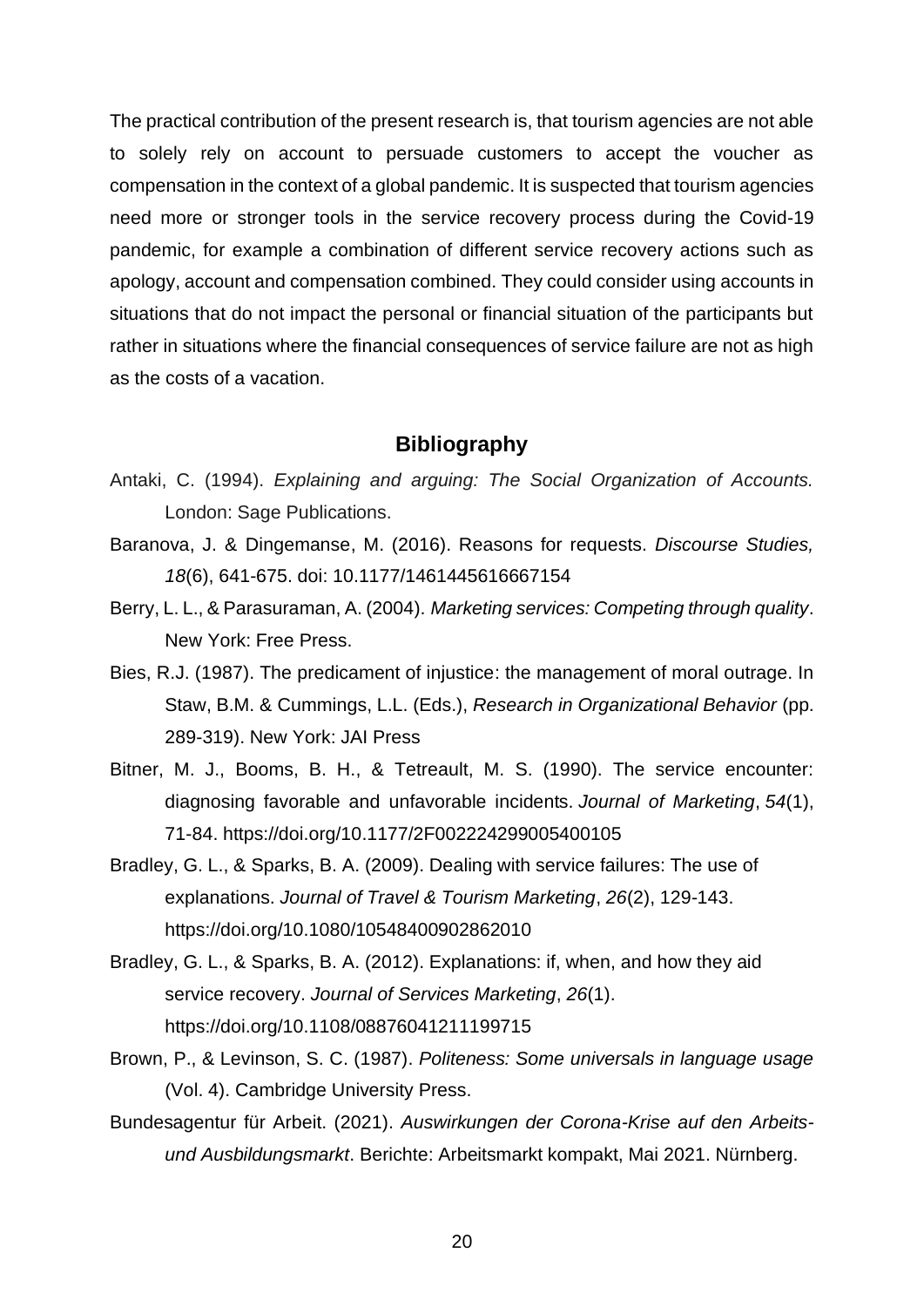The practical contribution of the present research is, that tourism agencies are not able to solely rely on account to persuade customers to accept the voucher as compensation in the context of a global pandemic. It is suspected that tourism agencies need more or stronger tools in the service recovery process during the Covid-19 pandemic, for example a combination of different service recovery actions such as apology, account and compensation combined. They could consider using accounts in situations that do not impact the personal or financial situation of the participants but rather in situations where the financial consequences of service failure are not as high as the costs of a vacation.

## Bibliography

Antaki, C. (1994). *Explaining and arguing: The Social Organization of Accounts.* London: Sage Publications.

Baranova, J. & Dingemanse, M. (2016). Reasons for requests. *Discourse Studies, 18*(6), 641-675. doi: 10.1177/1461445616667154

Berry, L. L., & Parasuraman, A. (2004). *Marketing services: Competing through quality*. New York: Free Press.

Bies, R.J. (1987). The predicament of injustice: the management of moral outrage. In Staw, B.M. & Cummings, L.L. (Eds.), *Research in Organizational Behavior* (pp. 289-319). New York: JAI Press

Bitner, M. J., Booms, B. H., & Tetreault, M. S. (1990). The service encounter: diagnosing favorable and unfavorable incidents. *Journal of Marketing*, *54*(1), 71-84. https://doi.org/10.1177/2F002224299005400105

Bradley, G. L., & Sparks, B. A. (2009). Dealing with service failures: The use of explanations. *Journal of Travel & Tourism Marketing*, *26*(2), 129-143. https://doi.org/10.1080/10548400902862010

Bradley, G. L., & Sparks, B. A. (2012). Explanations: if, when, and how they aid service recovery. *Journal of Services Marketing*, *26*(1). https://doi.org/10.1108/08876041211199715

Brown, P., & Levinson, S. C. (1987). *Politeness: Some universals in language usage* (Vol. 4). Cambridge University Press.

Bundesagentur für Arbeit. (2021). *Auswirkungen der Corona-Krise auf den Arbeits- und Ausbildungsmarkt*. Berichte: Arbeitsmarkt kompakt, Mai 2021. Nürnberg.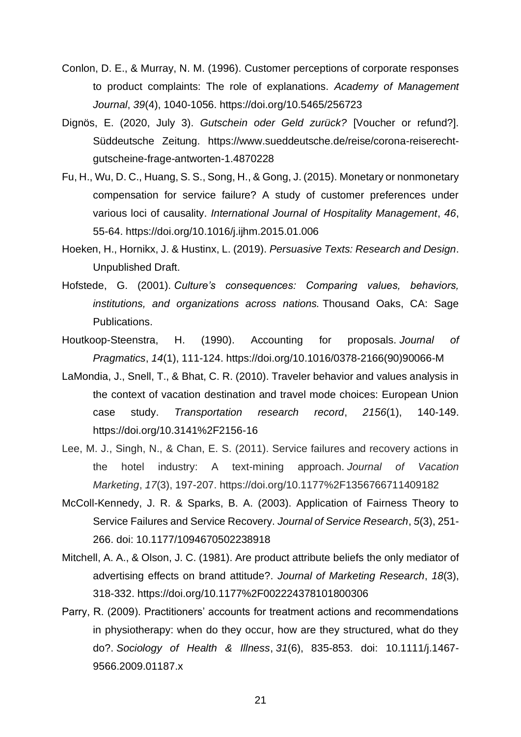Conlon, D. E., & Murray, N. M. (1996). Customer perceptions of corporate responses to product complaints: The role of explanations. *Academy of Management Journal*, *39*(4), 1040-1056. https://doi.org/10.5465/256723

Dignös, E. (2020, July 3). *Gutschein oder Geld zurück?* [Voucher or refund?]. Süddeutsche Zeitung. https://www.sueddeutsche.de/reise/corona-reiserecht-gutscheine-frage-antworten-1.4870228

Fu, H., Wu, D. C., Huang, S. S., Song, H., & Gong, J. (2015). Monetary or nonmonetary compensation for service failure? A study of customer preferences under various loci of causality. *International Journal of Hospitality Management*, *46*, 55-64. https://doi.org/10.1016/j.ijhm.2015.01.006

Hoeken, H., Hornikx, J. & Hustinx, L. (2019). *Persuasive Texts: Research and Design*. Unpublished Draft.

Hofstede, G. (2001). *Culture's consequences: Comparing values, behaviors, institutions, and organizations across nations.* Thousand Oaks, CA: Sage Publications.

Houtkoop-Steenstra, H. (1990). Accounting for proposals. *Journal of Pragmatics*, *14*(1), 111-124. https://doi.org/10.1016/0378-2166(90)90066-M

LaMondia, J., Snell, T., & Bhat, C. R. (2010). Traveler behavior and values analysis in the context of vacation destination and travel mode choices: European Union case study. *Transportation research record*, *2156*(1), 140-149. https://doi.org/10.3141%2F2156-16

Lee, M. J., Singh, N., & Chan, E. S. (2011). Service failures and recovery actions in the hotel industry: A text-mining approach. *Journal of Vacation Marketing*, *17*(3), 197-207. https://doi.org/10.1177%2F1356766711409182

McColl-Kennedy, J. R. & Sparks, B. A. (2003). Application of Fairness Theory to Service Failures and Service Recovery. *Journal of Service Research*, *5*(3), 251-266. doi: 10.1177/1094670502238918

Mitchell, A. A., & Olson, J. C. (1981). Are product attribute beliefs the only mediator of advertising effects on brand attitude?. *Journal of Marketing Research*, *18*(3), 318-332. https://doi.org/10.1177%2F002224378101800306

Parry, R. (2009). Practitioners' accounts for treatment actions and recommendations in physiotherapy: when do they occur, how are they structured, what do they do?. *Sociology of Health & Illness*, *31*(6), 835-853. doi: 10.1111/j.1467-9566.2009.01187.x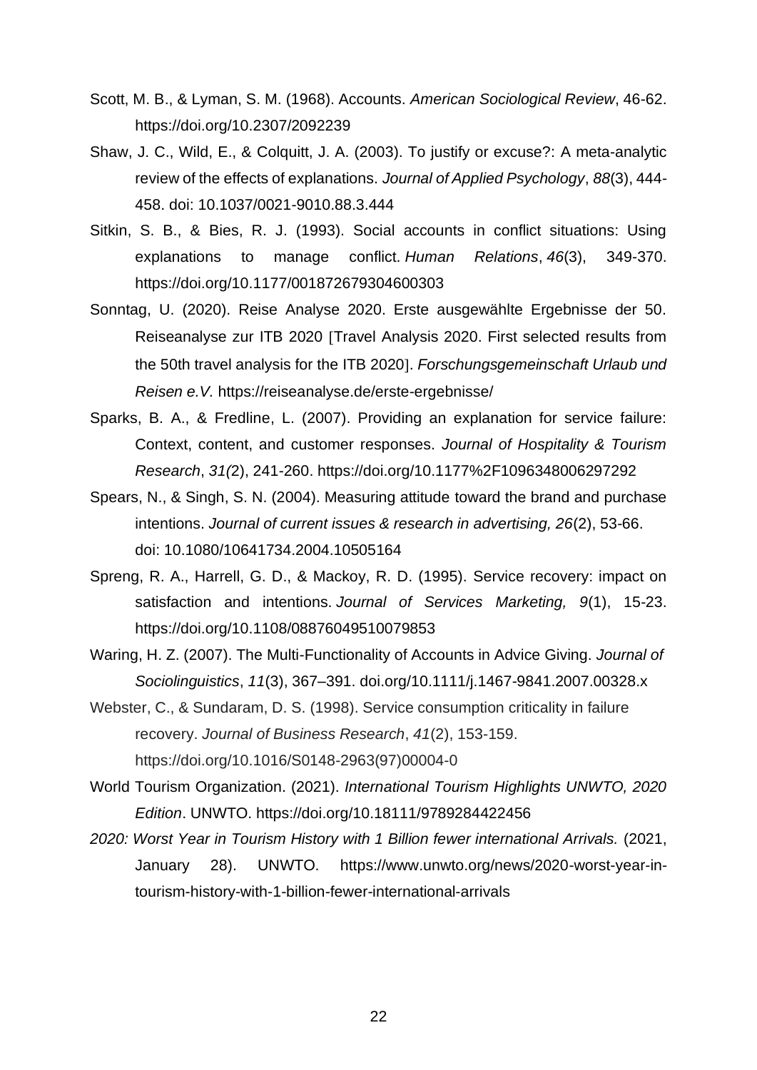Scott, M. B., & Lyman, S. M. (1968). Accounts. *American Sociological Review*, 46-62. https://doi.org/10.2307/2092239

Shaw, J. C., Wild, E., & Colquitt, J. A. (2003). To justify or excuse?: A meta-analytic review of the effects of explanations. *Journal of Applied Psychology*, *88*(3), 444-458. doi: 10.1037/0021-9010.88.3.444

Sitkin, S. B., & Bies, R. J. (1993). Social accounts in conflict situations: Using explanations to manage conflict. *Human Relations*, *46*(3), 349-370. https://doi.org/10.1177/001872679304600303

Sonntag, U. (2020). Reise Analyse 2020. Erste ausgewählte Ergebnisse der 50. Reiseanalyse zur ITB 2020 [Travel Analysis 2020. First selected results from the 50th travel analysis for the ITB 2020]. *Forschungsgemeinschaft Urlaub und Reisen e.V.* https://reiseanalyse.de/erste-ergebnisse/

Sparks, B. A., & Fredline, L. (2007). Providing an explanation for service failure: Context, content, and customer responses. *Journal of Hospitality & Tourism Research*, *31(*2), 241-260. https://doi.org/10.1177%2F1096348006297292

Spears, N., & Singh, S. N. (2004). Measuring attitude toward the brand and purchase intentions. *Journal of current issues & research in advertising, 26*(2), 53-66. doi: 10.1080/10641734.2004.10505164

Spreng, R. A., Harrell, G. D., & Mackoy, R. D. (1995). Service recovery: impact on satisfaction and intentions. *Journal of Services Marketing, 9*(1), 15-23. https://doi.org/10.1108/08876049510079853

Waring, H. Z. (2007). The Multi-Functionality of Accounts in Advice Giving. *Journal of Sociolinguistics*, *11*(3), 367–391. doi.org/10.1111/j.1467-9841.2007.00328.x

Webster, C., & Sundaram, D. S. (1998). Service consumption criticality in failure recovery. *Journal of Business Research*, *41*(2), 153-159. https://doi.org/10.1016/S0148-2963(97)00004-0

World Tourism Organization. (2021). *International Tourism Highlights UNWTO, 2020 Edition*. UNWTO. https://doi.org/10.18111/9789284422456

*2020: Worst Year in Tourism History with 1 Billion fewer international Arrivals.* (2021, January 28). UNWTO. https://www.unwto.org/news/2020-worst-year-in-tourism-history-with-1-billion-fewer-international-arrivals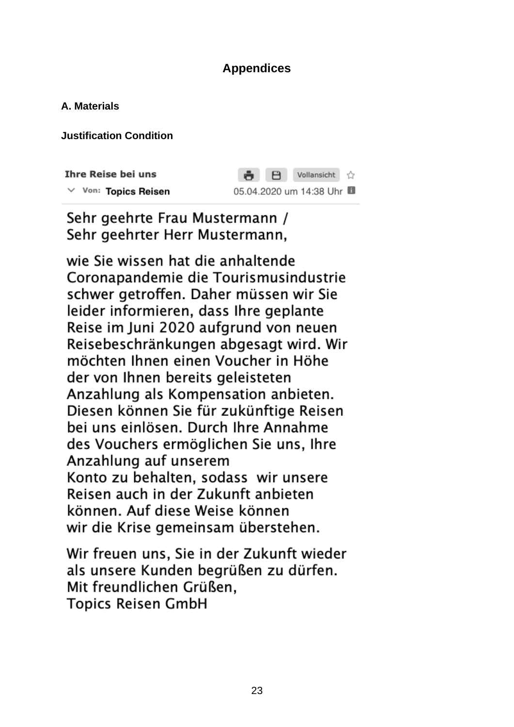# Appendices

## A. Materials

### Justification Condition

**Ihre Reise bei uns**

Von: **Topics Reisen** 05.04.2020 um 14:38 Uhr

Sehr geehrte Frau Mustermann /
Sehr geehrter Herr Mustermann,

wie Sie wissen hat die anhaltende Coronapandemie die Tourismusindustrie schwer getroffen. Daher müssen wir Sie leider informieren, dass Ihre geplante Reise im Juni 2020 aufgrund von neuen Reisebeschränkungen abgesagt wird. Wir möchten Ihnen einen Voucher in Höhe der von Ihnen bereits geleisteten Anzahlung als Kompensation anbieten. Diesen können Sie für zukünftige Reisen bei uns einlösen. Durch Ihre Annahme des Vouchers ermöglichen Sie uns, Ihre Anzahlung auf unserem Konto zu behalten, sodass wir unsere Reisen auch in der Zukunft anbieten können. Auf diese Weise können wir die Krise gemeinsam überstehen.

Wir freuen uns, Sie in der Zukunft wieder als unsere Kunden begrüßen zu dürfen.
Mit freundlichen Grüßen,
Topics Reisen GmbH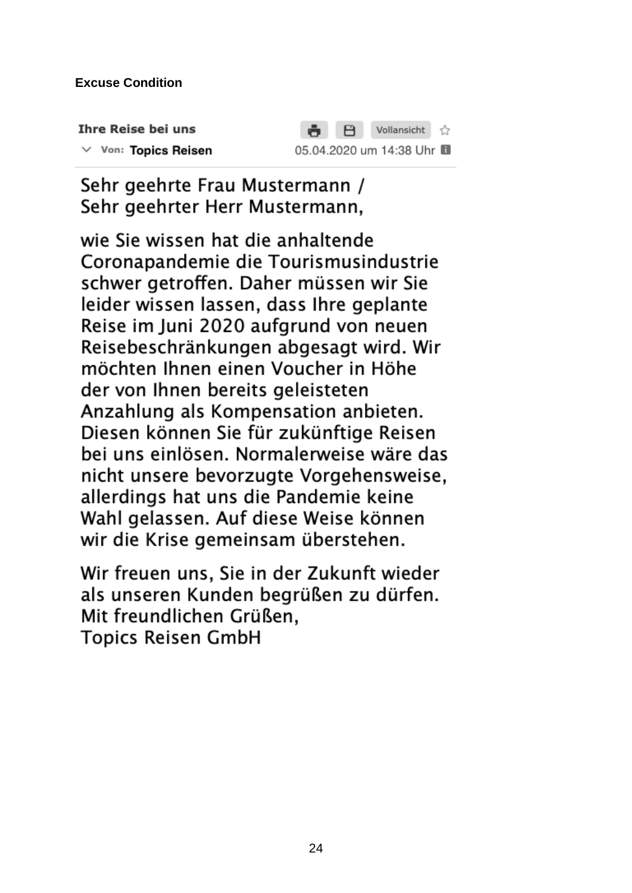**Excuse Condition**

**Ihre Reise bei uns**

Von: **Topics Reisen** 05.04.2020 um 14:38 Uhr

Sehr geehrte Frau Mustermann /
Sehr geehrter Herr Mustermann,

wie Sie wissen hat die anhaltende Coronapandemie die Tourismusindustrie schwer getroffen. Daher müssen wir Sie leider wissen lassen, dass Ihre geplante Reise im Juni 2020 aufgrund von neuen Reisebeschränkungen abgesagt wird. Wir möchten Ihnen einen Voucher in Höhe der von Ihnen bereits geleisteten Anzahlung als Kompensation anbieten. Diesen können Sie für zukünftige Reisen bei uns einlösen. Normalerweise wäre das nicht unsere bevorzugte Vorgehensweise, allerdings hat uns die Pandemie keine Wahl gelassen. Auf diese Weise können wir die Krise gemeinsam überstehen.

Wir freuen uns, Sie in der Zukunft wieder als unseren Kunden begrüßen zu dürfen.
Mit freundlichen Grüßen,
Topics Reisen GmbH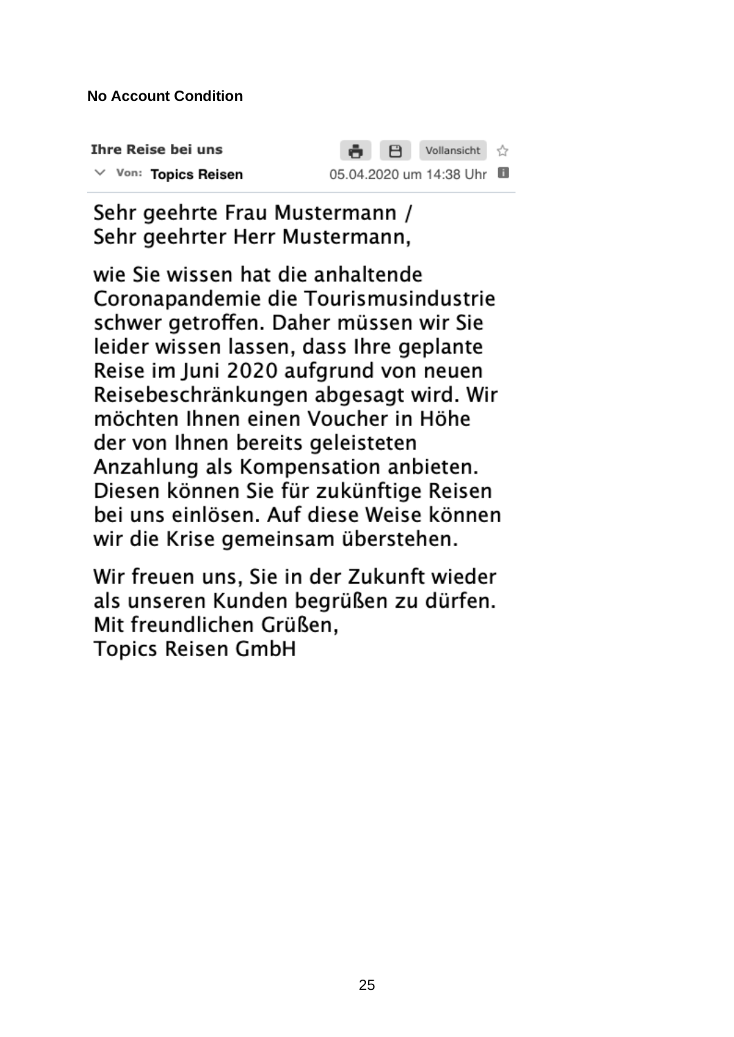**No Account Condition**

**Ihre Reise bei uns**

Von: **Topics Reisen** 05.04.2020 um 14:38 Uhr

Sehr geehrte Frau Mustermann /
Sehr geehrter Herr Mustermann,

wie Sie wissen hat die anhaltende Coronapandemie die Tourismusindustrie schwer getroffen. Daher müssen wir Sie leider wissen lassen, dass Ihre geplante Reise im Juni 2020 aufgrund von neuen Reisebeschränkungen abgesagt wird. Wir möchten Ihnen einen Voucher in Höhe der von Ihnen bereits geleisteten Anzahlung als Kompensation anbieten. Diesen können Sie für zukünftige Reisen bei uns einlösen. Auf diese Weise können wir die Krise gemeinsam überstehen.

Wir freuen uns, Sie in der Zukunft wieder als unseren Kunden begrüßen zu dürfen.
Mit freundlichen Grüßen,
Topics Reisen GmbH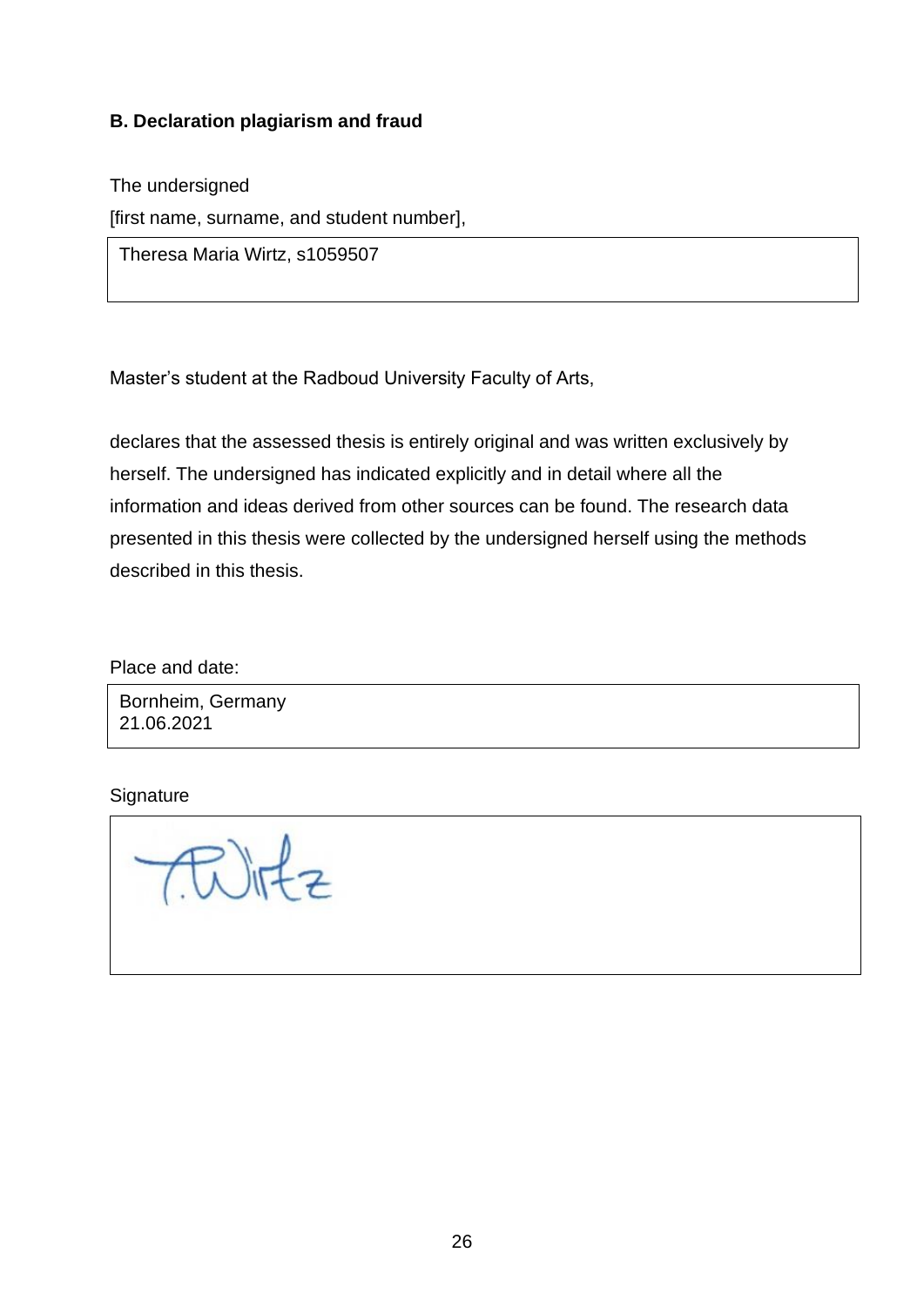**B. Declaration plagiarism and fraud**

The undersigned

[first name, surname, and student number],

Theresa Maria Wirtz, s1059507

Master's student at the Radboud University Faculty of Arts,

declares that the assessed thesis is entirely original and was written exclusively by herself. The undersigned has indicated explicitly and in detail where all the information and ideas derived from other sources can be found. The research data presented in this thesis were collected by the undersigned herself using the methods described in this thesis.

Place and date:

Bornheim, Germany
21.06.2021

Signature

T. Wirtz